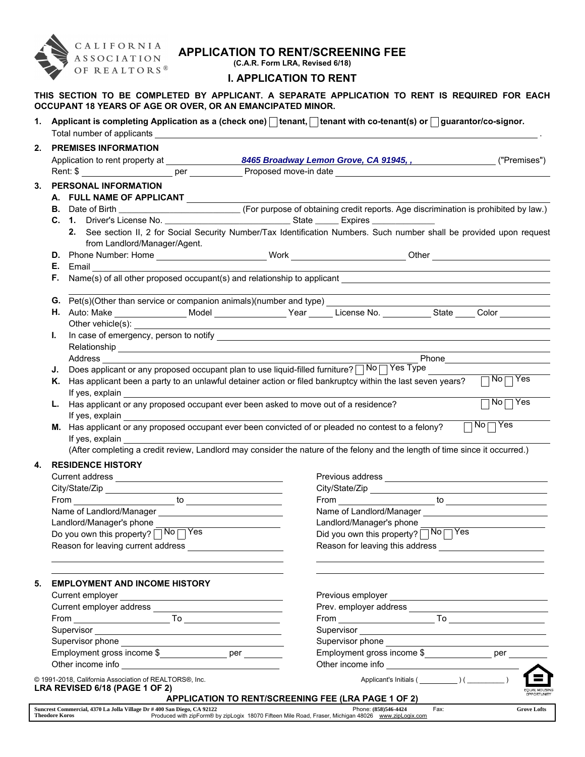CALIFORNIA ASSOCIATION OF REALTORS®

# APPLICATION TO RENT/SCREENING FEE

(C.A.R. Form LRA, Revised 6/18)

## I. APPLICATION TO RENT

**THIS SECTION TO BE COMPLETED BY APPLICANT. A SEPARATE APPLICATION TO RENT IS REQUIRED FOR EACH OCCUPANT 18 YEARS OF AGE OR OVER, OR AN EMANCIPATED MINOR.**

1. **Applicant is completing Application as a (check one) ☐ tenant, ☐ tenant with co-tenant(s) or ☐ guarantor/co-signor.**
   Total number of applicants ________________.

2. **PREMISES INFORMATION**
   Application to rent property at ***8465 Broadway Lemon Grove, CA 91945, ,*** ("Premises")
   Rent: $ __________ per __________ Proposed move-in date __________

3. **PERSONAL INFORMATION**
   - **A. FULL NAME OF APPLICANT** __________
   - **B.** Date of Birth __________ (For purpose of obtaining credit reports. Age discrimination is prohibited by law.)
   - **C. 1.** Driver's License No. __________ State _____ Expires __________
     **2.** See section II, 2 for Social Security Number/Tax Identification Numbers. Such number shall be provided upon request from Landlord/Manager/Agent.
   - **D.** Phone Number: Home __________ Work __________ Other __________
   - **E.** Email __________
   - **F.** Name(s) of all other proposed occupant(s) and relationship to applicant __________
   - **G.** Pet(s)(Other than service or companion animals)(number and type) __________
   - **H.** Auto: Make __________ Model __________ Year _____ License No. __________ State ____ Color __________
     Other vehicle(s): __________
   - **I.** In case of emergency, person to notify __________
     Relationship __________
     Address __________ Phone __________
   - **J.** Does applicant or any proposed occupant plan to use liquid-filled furniture? ☐ No ☐ Yes Type __________
   - **K.** Has applicant been a party to an unlawful detainer action or filed bankruptcy within the last seven years? ☐ No ☐ Yes
     If yes, explain __________
   - **L.** Has applicant or any proposed occupant ever been asked to move out of a residence? ☐ No ☐ Yes
     If yes, explain __________
   - **M.** Has applicant or any proposed occupant ever been convicted of or pleaded no contest to a felony? ☐ No ☐ Yes
     If yes, explain __________
     (After completing a credit review, Landlord may consider the nature of the felony and the length of time since it occurred.)

4. **RESIDENCE HISTORY**

   Current address __________
   City/State/Zip __________
   From __________ to __________
   Name of Landlord/Manager __________
   Landlord/Manager's phone __________
   Do you own this property? ☐ No ☐ Yes
   Reason for leaving current address __________

   Previous address __________
   City/State/Zip __________
   From __________ to __________
   Name of Landlord/Manager __________
   Landlord/Manager's phone __________
   Did you own this property? ☐ No ☐ Yes
   Reason for leaving this address __________

5. **EMPLOYMENT AND INCOME HISTORY**

   Current employer __________
   Current employer address __________
   From __________ To __________
   Supervisor __________
   Supervisor phone __________
   Employment gross income $__________ per __________
   Other income info __________

   Previous employer __________
   Prev. employer address __________
   From __________ To __________
   Supervisor __________
   Supervisor phone __________
   Employment gross income $__________ per __________
   Other income info __________

© 1991-2018, California Association of REALTORS®, Inc.
**LRA REVISED 6/18 (PAGE 1 OF 2)**

Applicant's Initials ( __________ ) ( __________ )

**APPLICATION TO RENT/SCREENING FEE (LRA PAGE 1 OF 2)**

Suncrest Commercial, 4370 La Jolla Village Dr # 400 San Diego, CA 92122 Phone: (858)546-4424 Fax: Grove Lofts
Theodore Koros Produced with zipForm® by zipLogix 18070 Fifteen Mile Road, Fraser, Michigan 48026 www.zipLogix.com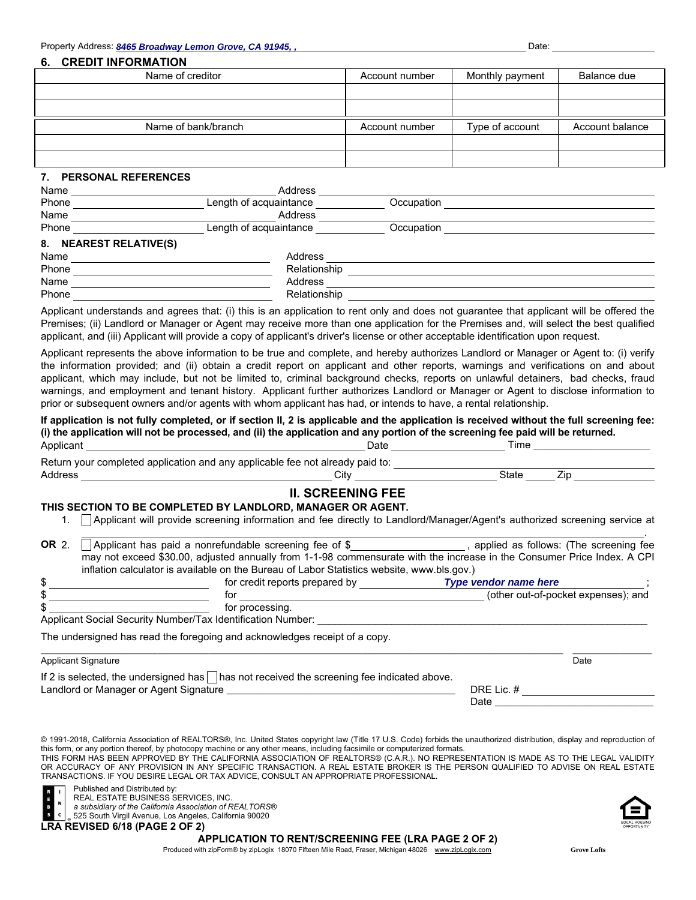Property Address: *8465 Broadway Lemon Grove, CA 91945, ,* Date: ____________

## 6. CREDIT INFORMATION

| Name of creditor | Account number | Monthly payment | Balance due |
|---|---|---|---|
| | | | |
| | | | |

| Name of bank/branch | Account number | Type of account | Account balance |
|---|---|---|---|
| | | | |
| | | | |

## 7. PERSONAL REFERENCES

Name ____________________ Address ____________________

Phone ____________ Length of acquaintance ________ Occupation ____________________

Name ____________________ Address ____________________

Phone ____________ Length of acquaintance ________ Occupation ____________________

## 8. NEAREST RELATIVE(S)

Name ____________________ Address ____________________

Phone ____________________ Relationship ____________________

Name ____________________ Address ____________________

Phone ____________________ Relationship ____________________

Applicant understands and agrees that: (i) this is an application to rent only and does not guarantee that applicant will be offered the Premises; (ii) Landlord or Manager or Agent may receive more than one application for the Premises and, will select the best qualified applicant, and (iii) Applicant will provide a copy of applicant's driver's license or other acceptable identification upon request.

Applicant represents the above information to be true and complete, and hereby authorizes Landlord or Manager or Agent to: (i) verify the information provided; and (ii) obtain a credit report on applicant and other reports, warnings and verifications on and about applicant, which may include, but not be limited to, criminal background checks, reports on unlawful detainers, bad checks, fraud warnings, and employment and tenant history. Applicant further authorizes Landlord or Manager or Agent to disclose information to prior or subsequent owners and/or agents with whom applicant has had, or intends to have, a rental relationship.

**If application is not fully completed, or if section II, 2 is applicable and the application is received without the full screening fee: (i) the application will not be processed, and (ii) the application and any portion of the screening fee paid will be returned.**

Applicant ______________________________ Date ____________ Time ____________

Return your completed application and any applicable fee not already paid to: ______________________________

Address ______________________________ City ____________ State ______ Zip ____________

## II. SCREENING FEE

**THIS SECTION TO BE COMPLETED BY LANDLORD, MANAGER OR AGENT.**

1. ☐ Applicant will provide screening information and fee directly to Landlord/Manager/Agent's authorized screening service at ______________________________.

**OR** 2. ☐ Applicant has paid a nonrefundable screening fee of $____________, applied as follows: (The screening fee may not exceed $30.00, adjusted annually from 1-1-98 commensurate with the increase in the Consumer Price Index. A CPI inflation calculator is available on the Bureau of Labor Statistics website, www.bls.gov.)

$ ____________ for credit reports prepared by *Type vendor name here* ;

$ ____________ for ______________________________ (other out-of-pocket expenses); and

$ ____________ for processing.

Applicant Social Security Number/Tax Identification Number: ______________________________

The undersigned has read the foregoing and acknowledges receipt of a copy.

______________________________ ____________

Applicant Signature Date

If 2 is selected, the undersigned has ☐ has not received the screening fee indicated above.

Landlord or Manager or Agent Signature ______________________________ DRE Lic. # ____________

Date ____________

© 1991-2018, California Association of REALTORS®, Inc. United States copyright law (Title 17 U.S. Code) forbids the unauthorized distribution, display and reproduction of this form, or any portion thereof, by photocopy machine or any other means, including facsimile or computerized formats.

THIS FORM HAS BEEN APPROVED BY THE CALIFORNIA ASSOCIATION OF REALTORS® (C.A.R.). NO REPRESENTATION IS MADE AS TO THE LEGAL VALIDITY OR ACCURACY OF ANY PROVISION IN ANY SPECIFIC TRANSACTION. A REAL ESTATE BROKER IS THE PERSON QUALIFIED TO ADVISE ON REAL ESTATE TRANSACTIONS. IF YOU DESIRE LEGAL OR TAX ADVICE, CONSULT AN APPROPRIATE PROFESSIONAL.

Published and Distributed by:
REAL ESTATE BUSINESS SERVICES, INC.
*a subsidiary of the California Association of REALTORS®*
525 South Virgil Avenue, Los Angeles, California 90020

LRA REVISED 6/18

**APPLICATION TO RENT/SCREENING FEE**

Produced with zipForm® by zipLogix 18070 Fifteen Mile Road, Fraser, Michigan 48026 www.zipLogix.com Grove Lofts